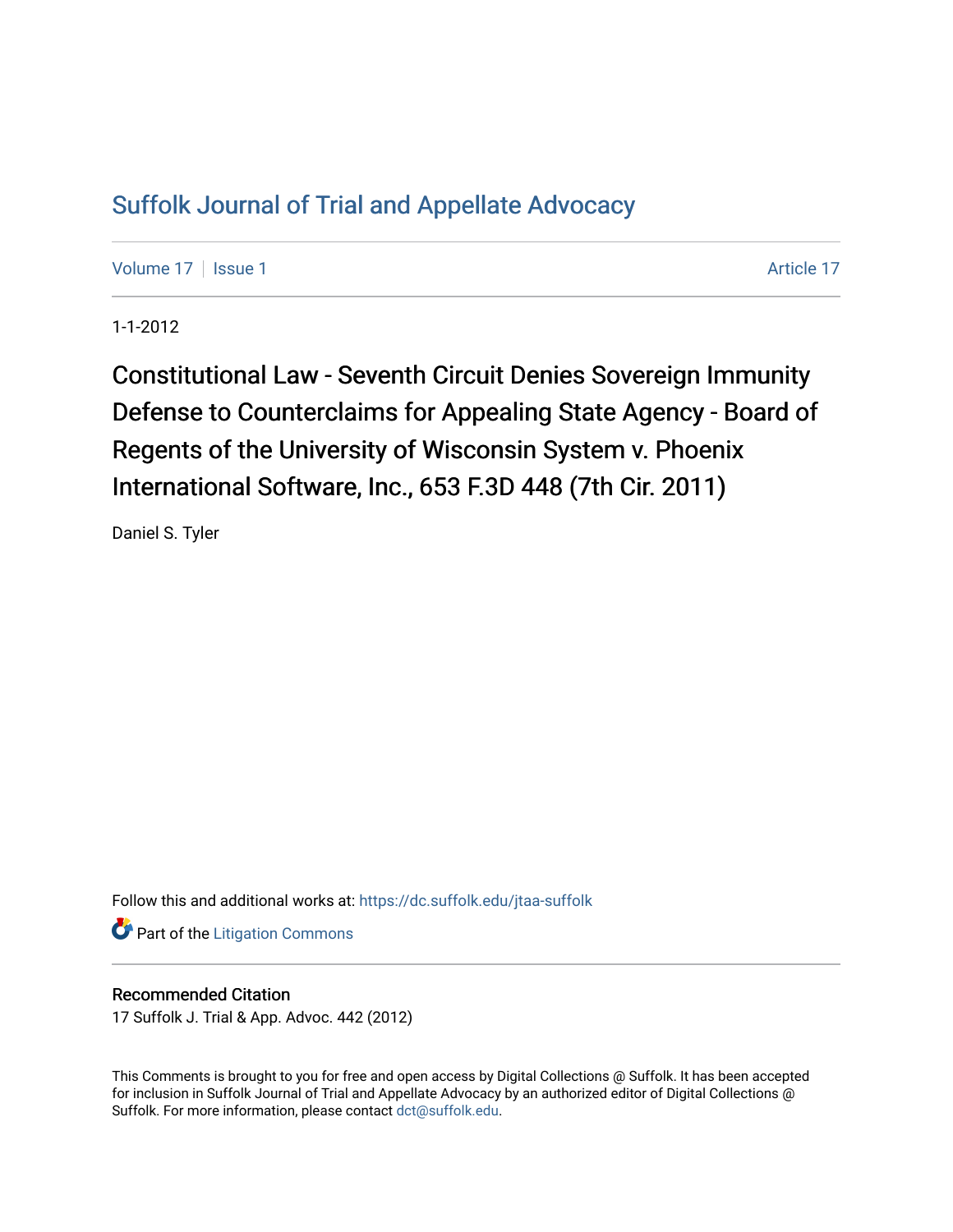# Suffolk Journal of Trial and Appellate Advocacy

Volume 17 | Issue 1 | Article 17

1-1-2012

## Constitutional Law - Seventh Circuit Denies Sovereign Immunity Defense to Counterclaims for Appealing State Agency - Board of Regents of the University of Wisconsin System v. Phoenix International Software, Inc., 653 F.3D 448 (7th Cir. 2011)

Daniel S. Tyler

Follow this and additional works at: https://dc.suffolk.edu/jtaa-suffolk

Part of the Litigation Commons

### Recommended Citation

17 Suffolk J. Trial & App. Advoc. 442 (2012)

This Comments is brought to you for free and open access by Digital Collections @ Suffolk. It has been accepted for inclusion in Suffolk Journal of Trial and Appellate Advocacy by an authorized editor of Digital Collections @ Suffolk. For more information, please contact dct@suffolk.edu.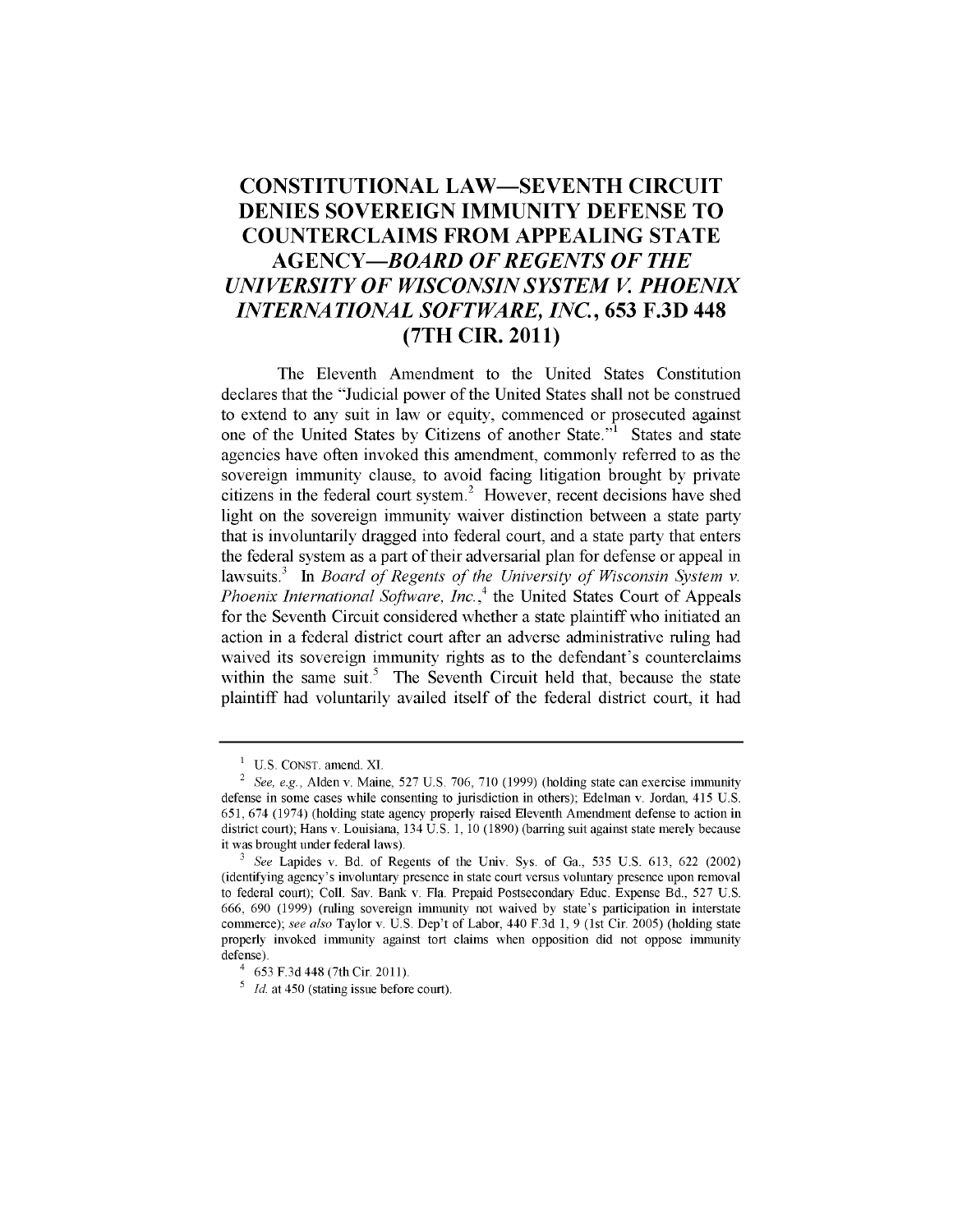# CONSTITUTIONAL LAW—SEVENTH CIRCUIT DENIES SOVEREIGN IMMUNITY DEFENSE TO COUNTERCLAIMS FROM APPEALING STATE AGENCY—*BOARD OF REGENTS OF THE UNIVERSITY OF WISCONSIN SYSTEM V. PHOENIX INTERNATIONAL SOFTWARE, INC.*, 653 F.3D 448 (7TH CIR. 2011)

The Eleventh Amendment to the United States Constitution declares that the "Judicial power of the United States shall not be construed to extend to any suit in law or equity, commenced or prosecuted against one of the United States by Citizens of another State."[1] States and state agencies have often invoked this amendment, commonly referred to as the sovereign immunity clause, to avoid facing litigation brought by private citizens in the federal court system.[2] However, recent decisions have shed light on the sovereign immunity waiver distinction between a state party that is involuntarily dragged into federal court, and a state party that enters the federal system as a part of their adversarial plan for defense or appeal in lawsuits.[3] In *Board of Regents of the University of Wisconsin System v. Phoenix International Software, Inc.*,[4] the United States Court of Appeals for the Seventh Circuit considered whether a state plaintiff who initiated an action in a federal district court after an adverse administrative ruling had waived its sovereign immunity rights as to the defendant's counterclaims within the same suit.[5] The Seventh Circuit held that, because the state plaintiff had voluntarily availed itself of the federal district court, it had

---

[1] U.S. CONST. amend. XI.

[2] *See, e.g.*, Alden v. Maine, 527 U.S. 706, 710 (1999) (holding state can exercise immunity defense in some cases while consenting to jurisdiction in others); Edelman v. Jordan, 415 U.S. 651, 674 (1974) (holding state agency properly raised Eleventh Amendment defense to action in district court); Hans v. Louisiana, 134 U.S. 1, 10 (1890) (barring suit against state merely because it was brought under federal laws).

[3] *See* Lapides v. Bd. of Regents of the Univ. Sys. of Ga., 535 U.S. 613, 622 (2002) (identifying agency's involuntary presence in state court versus voluntary presence upon removal to federal court); Coll. Sav. Bank v. Fla. Prepaid Postsecondary Educ. Expense Bd., 527 U.S. 666, 690 (1999) (ruling sovereign immunity not waived by state's participation in interstate commerce); *see also* Taylor v. U.S. Dep't of Labor, 440 F.3d 1, 9 (1st Cir. 2005) (holding state properly invoked immunity against tort claims when opposition did not oppose immunity defense).

[4] 653 F.3d 448 (7th Cir. 2011).

[5] *Id.* at 450 (stating issue before court).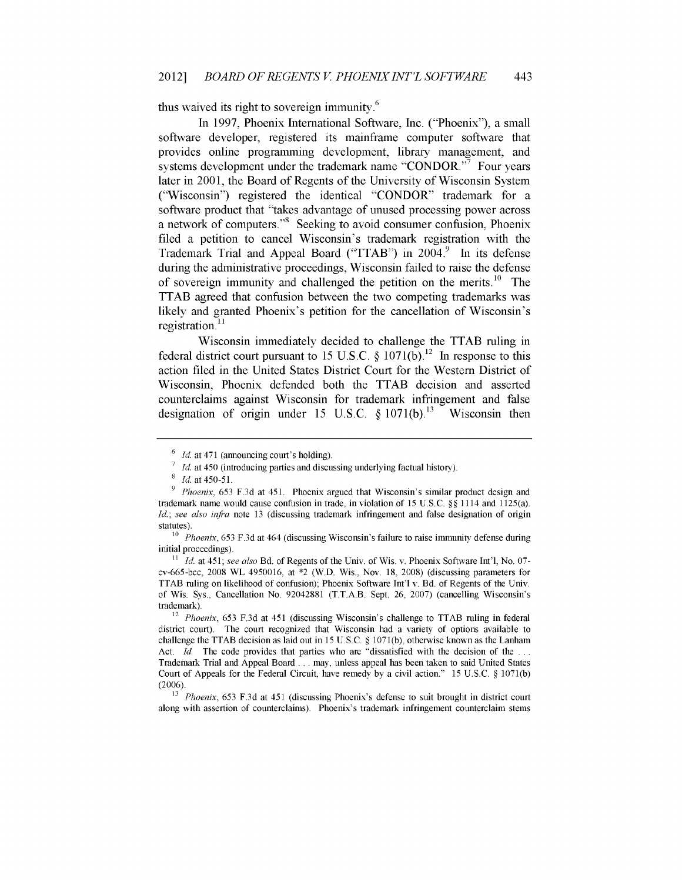thus waived its right to sovereign immunity.[6]

In 1997, Phoenix International Software, Inc. ("Phoenix"), a small software developer, registered its mainframe computer software that provides online programming development, library management, and systems development under the trademark name "CONDOR."[7] Four years later in 2001, the Board of Regents of the University of Wisconsin System ("Wisconsin") registered the identical "CONDOR" trademark for a software product that "takes advantage of unused processing power across a network of computers."[8] Seeking to avoid consumer confusion, Phoenix filed a petition to cancel Wisconsin's trademark registration with the Trademark Trial and Appeal Board ("TTAB") in 2004.[9] In its defense during the administrative proceedings, Wisconsin failed to raise the defense of sovereign immunity and challenged the petition on the merits.[10] The TTAB agreed that confusion between the two competing trademarks was likely and granted Phoenix's petition for the cancellation of Wisconsin's registration.[11]

Wisconsin immediately decided to challenge the TTAB ruling in federal district court pursuant to 15 U.S.C. § 1071(b).[12] In response to this action filed in the United States District Court for the Western District of Wisconsin, Phoenix defended both the TTAB decision and asserted counterclaims against Wisconsin for trademark infringement and false designation of origin under 15 U.S.C. § 1071(b).[13] Wisconsin then

---

[6] *Id.* at 471 (announcing court's holding).

[7] *Id.* at 450 (introducing parties and discussing underlying factual history).

[8] *Id.* at 450-51.

[9] *Phoenix*, 653 F.3d at 451. Phoenix argued that Wisconsin's similar product design and trademark name would cause confusion in trade, in violation of 15 U.S.C. §§ 1114 and 1125(a). *Id.*; *see also infra* note 13 (discussing trademark infringement and false designation of origin statutes).

[10] *Phoenix*, 653 F.3d at 464 (discussing Wisconsin's failure to raise immunity defense during initial proceedings).

[11] *Id.* at 451; *see also* Bd. of Regents of the Univ. of Wis. v. Phoenix Software Int'l, No. 07-cv-665-bcc, 2008 WL 4950016, at *2 (W.D. Wis., Nov. 18, 2008) (discussing parameters for TTAB ruling on likelihood of confusion); Phoenix Software Int'l v. Bd. of Regents of the Univ. of Wis. Sys., Cancellation No. 92042881 (T.T.A.B. Sept. 26, 2007) (cancelling Wisconsin's trademark).

[12] *Phoenix*, 653 F.3d at 451 (discussing Wisconsin's challenge to TTAB ruling in federal district court). The court recognized that Wisconsin had a variety of options available to challenge the TTAB decision as laid out in 15 U.S.C. § 1071(b), otherwise known as the Lanham Act. *Id.* The code provides that parties who are "dissatisfied with the decision of the . . . Trademark Trial and Appeal Board . . . may, unless appeal has been taken to said United States Court of Appeals for the Federal Circuit, have remedy by a civil action." 15 U.S.C. § 1071(b) (2006).

[13] *Phoenix*, 653 F.3d at 451 (discussing Phoenix's defense to suit brought in district court along with assertion of counterclaims). Phoenix's trademark infringement counterclaim stems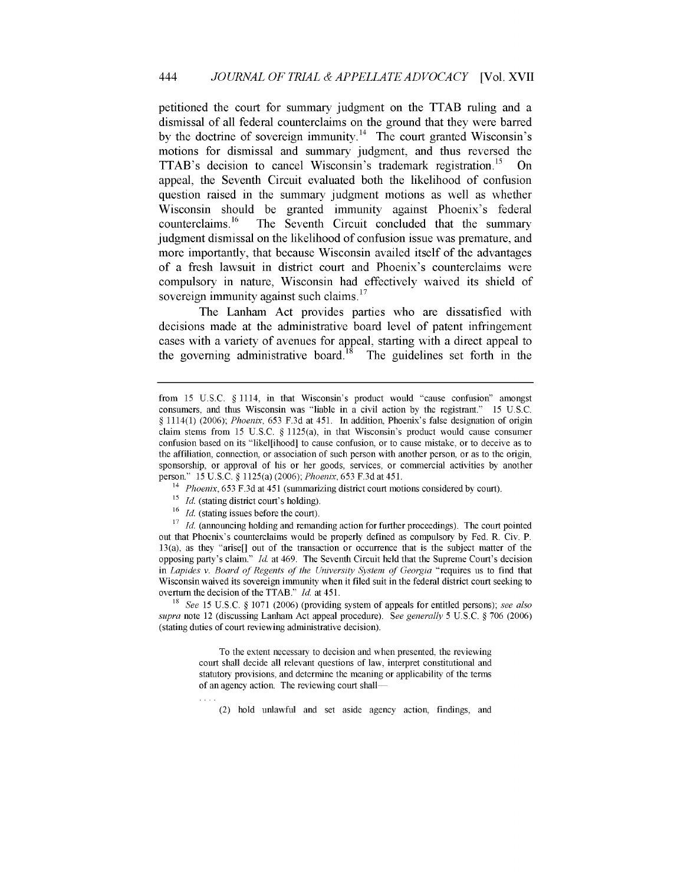petitioned the court for summary judgment on the TTAB ruling and a dismissal of all federal counterclaims on the ground that they were barred by the doctrine of sovereign immunity.[14] The court granted Wisconsin's motions for dismissal and summary judgment, and thus reversed the TTAB's decision to cancel Wisconsin's trademark registration.[15] On appeal, the Seventh Circuit evaluated both the likelihood of confusion question raised in the summary judgment motions as well as whether Wisconsin should be granted immunity against Phoenix's federal counterclaims.[16] The Seventh Circuit concluded that the summary judgment dismissal on the likelihood of confusion issue was premature, and more importantly, that because Wisconsin availed itself of the advantages of a fresh lawsuit in district court and Phoenix's counterclaims were compulsory in nature, Wisconsin had effectively waived its shield of sovereign immunity against such claims.[17]

The Lanham Act provides parties who are dissatisfied with decisions made at the administrative board level of patent infringement cases with a variety of avenues for appeal, starting with a direct appeal to the governing administrative board.[18] The guidelines set forth in the

---

from 15 U.S.C. § 1114, in that Wisconsin's product would "cause confusion" amongst consumers, and thus Wisconsin was "liable in a civil action by the registrant." 15 U.S.C. § 1114(1) (2006); *Phoenix*, 653 F.3d at 451. In addition, Phoenix's false designation of origin claim stems from 15 U.S.C. § 1125(a), in that Wisconsin's product would cause consumer confusion based on its "likel[ihood] to cause confusion, or to cause mistake, or to deceive as to the affiliation, connection, or association of such person with another person, or as to the origin, sponsorship, or approval of his or her goods, services, or commercial activities by another person." 15 U.S.C. § 1125(a) (2006); *Phoenix*, 653 F.3d at 451.

[14] *Phoenix*, 653 F.3d at 451 (summarizing district court motions considered by court).

[15] *Id.* (stating district court's holding).

[16] *Id.* (stating issues before the court).

[17] *Id.* (announcing holding and remanding action for further proceedings). The court pointed out that Phoenix's counterclaims would be properly defined as compulsory by Fed. R. Civ. P. 13(a), as they "arise[] out of the transaction or occurrence that is the subject matter of the opposing party's claim." *Id.* at 469. The Seventh Circuit held that the Supreme Court's decision in *Lapides v. Board of Regents of the University System of Georgia* "requires us to find that Wisconsin waived its sovereign immunity when it filed suit in the federal district court seeking to overturn the decision of the TTAB." *Id.* at 451.

[18] *See* 15 U.S.C. § 1071 (2006) (providing system of appeals for entitled persons); *see also supra* note 12 (discussing Lanham Act appeal procedure). *See generally* 5 U.S.C. § 706 (2006) (stating duties of court reviewing administrative decision).

> To the extent necessary to decision and when presented, the reviewing court shall decide all relevant questions of law, interpret constitutional and statutory provisions, and determine the meaning or applicability of the terms of an agency action. The reviewing court shall—
>
> . . . .
>
> (2) hold unlawful and set aside agency action, findings, and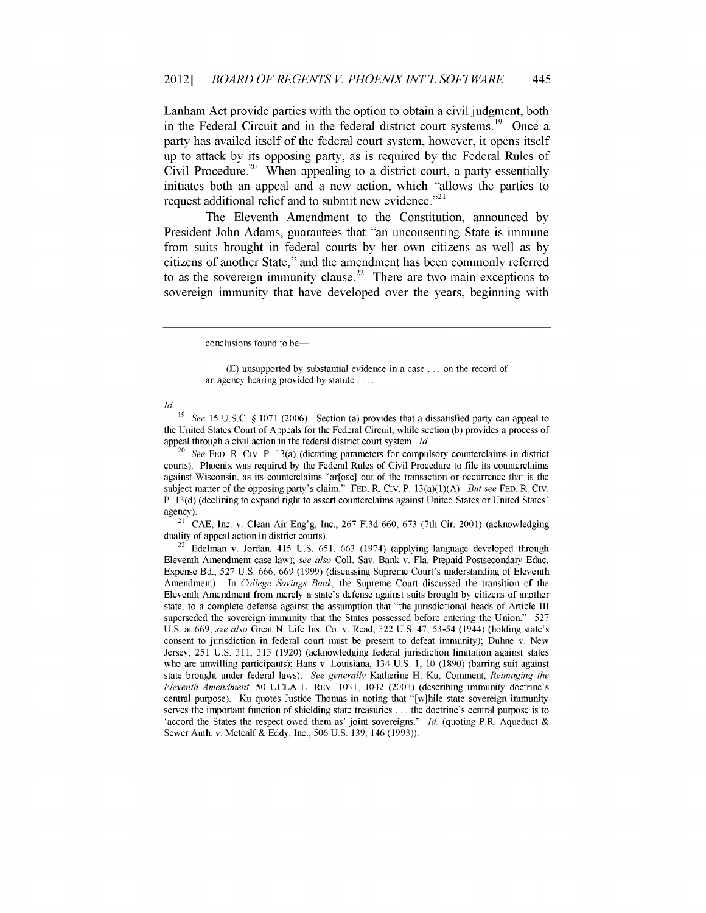Lanham Act provide parties with the option to obtain a civil judgment, both in the Federal Circuit and in the federal district court systems.[19] Once a party has availed itself of the federal court system, however, it opens itself up to attack by its opposing party, as is required by the Federal Rules of Civil Procedure.[20] When appealing to a district court, a party essentially initiates both an appeal and a new action, which "allows the parties to request additional relief and to submit new evidence."[21]

The Eleventh Amendment to the Constitution, announced by President John Adams, guarantees that "an unconsenting State is immune from suits brought in federal courts by her own citizens as well as by citizens of another State," and the amendment has been commonly referred to as the sovereign immunity clause.[22] There are two main exceptions to sovereign immunity that have developed over the years, beginning with

---

> conclusions found to be—
>
> . . . .
>
> (E) unsupported by substantial evidence in a case . . . on the record of an agency hearing provided by statute . . . .

*Id.*

[19] *See* 15 U.S.C. § 1071 (2006). Section (a) provides that a dissatisfied party can appeal to the United States Court of Appeals for the Federal Circuit, while section (b) provides a process of appeal through a civil action in the federal district court system. *Id.*

[20] *See* FED. R. CIV. P. 13(a) (dictating parameters for compulsory counterclaims in district courts). Phoenix was required by the Federal Rules of Civil Procedure to file its counterclaims against Wisconsin, as its counterclaims "ar[ose] out of the transaction or occurrence that is the subject matter of the opposing party's claim." FED. R. CIV. P. 13(a)(1)(A). *But see* FED. R. CIV. P. 13(d) (declining to expand right to assert counterclaims against United States or United States' agency).

[21] CAE, Inc. v. Clean Air Eng'g, Inc., 267 F.3d 660, 673 (7th Cir. 2001) (acknowledging duality of appeal action in district courts).

[22] Edelman v. Jordan, 415 U.S. 651, 663 (1974) (applying language developed through Eleventh Amendment case law); *see also* Coll. Sav. Bank v. Fla. Prepaid Postsecondary Educ. Expense Bd., 527 U.S. 666, 669 (1999) (discussing Supreme Court's understanding of Eleventh Amendment). In *College Savings Bank*, the Supreme Court discussed the transition of the Eleventh Amendment from merely a state's defense against suits brought by citizens of another state, to a complete defense against the assumption that "the jurisdictional heads of Article III superseded the sovereign immunity that the States possessed before entering the Union." 527 U.S. at 669; *see also* Great N. Life Ins. Co. v. Read, 322 U.S. 47, 53-54 (1944) (holding state's consent to jurisdiction in federal court must be present to defeat immunity); Duhne v. New Jersey, 251 U.S. 311, 313 (1920) (acknowledging federal jurisdiction limitation against states who are unwilling participants); Hans v. Louisiana, 134 U.S. 1, 10 (1890) (barring suit against state brought under federal laws). *See generally* Katherine H. Ku, Comment, *Reimaging the Eleventh Amendment*, 50 UCLA L. REV. 1031, 1042 (2003) (describing immunity doctrine's central purpose). Ku quotes Justice Thomas in noting that "[w]hile state sovereign immunity serves the important function of shielding state treasuries . . . the doctrine's central purpose is to 'accord the States the respect owed them as' joint sovereigns." *Id.* (quoting P.R. Aqueduct & Sewer Auth. v. Metcalf & Eddy, Inc., 506 U.S. 139, 146 (1993)).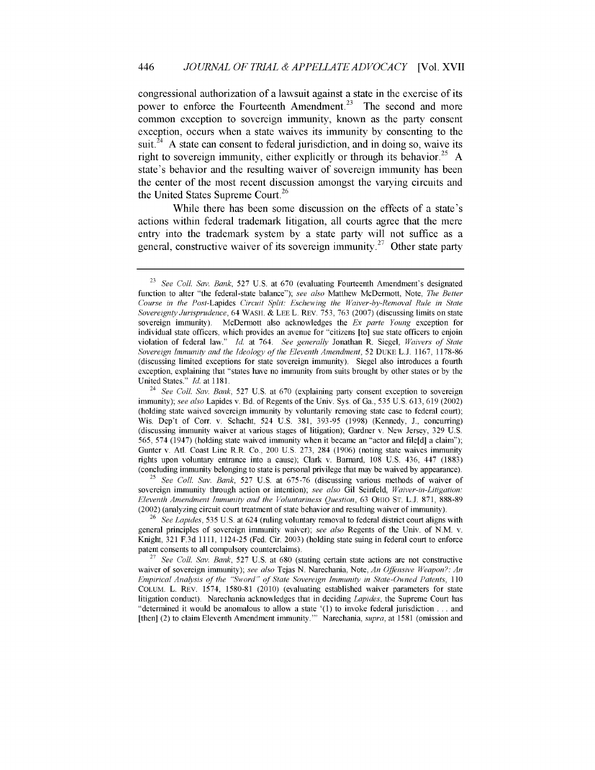congressional authorization of a lawsuit against a state in the exercise of its power to enforce the Fourteenth Amendment.[23] The second and more common exception to sovereign immunity, known as the party consent exception, occurs when a state waives its immunity by consenting to the suit.[24] A state can consent to federal jurisdiction, and in doing so, waive its right to sovereign immunity, either explicitly or through its behavior.[25] A state's behavior and the resulting waiver of sovereign immunity has been the center of the most recent discussion amongst the varying circuits and the United States Supreme Court.[26]

While there has been some discussion on the effects of a state's actions within federal trademark litigation, all courts agree that the mere entry into the trademark system by a state party will not suffice as a general, constructive waiver of its sovereign immunity.[27] Other state party

---

[23] *See Coll. Sav. Bank*, 527 U.S. at 670 (evaluating Fourteenth Amendment's designated function to alter "the federal-state balance"); *see also* Matthew McDermott, Note, *The Better Course in the Post-*Lapides *Circuit Split: Eschewing the Waiver-by-Removal Rule in State Sovereignty Jurisprudence*, 64 WASH. & LEE L. REV. 753, 763 (2007) (discussing limits on state sovereign immunity). McDermott also acknowledges the *Ex parte Young* exception for individual state officers, which provides an avenue for "citizens [to] sue state officers to enjoin violation of federal law." *Id.* at 764. *See generally* Jonathan R. Siegel, *Waivers of State Sovereign Immunity and the Ideology of the Eleventh Amendment*, 52 DUKE L.J. 1167, 1178-86 (discussing limited exceptions for state sovereign immunity). Siegel also introduces a fourth exception, explaining that "states have no immunity from suits brought by other states or by the United States." *Id.* at 1181.

[24] *See Coll. Sav. Bank*, 527 U.S. at 670 (explaining party consent exception to sovereign immunity); *see also* Lapides v. Bd. of Regents of the Univ. Sys. of Ga., 535 U.S. 613, 619 (2002) (holding state waived sovereign immunity by voluntarily removing state case to federal court); Wis. Dep't of Corr. v. Schacht, 524 U.S. 381, 393-95 (1998) (Kennedy, J., concurring) (discussing immunity waiver at various stages of litigation); Gardner v. New Jersey, 329 U.S. 565, 574 (1947) (holding state waived immunity when it became an "actor and file[d] a claim"); Gunter v. Atl. Coast Line R.R. Co., 200 U.S. 273, 284 (1906) (noting state waives immunity rights upon voluntary entrance into a cause); Clark v. Barnard, 108 U.S. 436, 447 (1883) (concluding immunity belonging to state is personal privilege that may be waived by appearance).

[25] *See Coll. Sav. Bank*, 527 U.S. at 675-76 (discussing various methods of waiver of sovereign immunity through action or intention); *see also* Gil Seinfeld, *Waiver-in-Litigation: Eleventh Amendment Immunity and the Voluntariness Question*, 63 OHIO ST. L.J. 871, 888-89 (2002) (analyzing circuit court treatment of state behavior and resulting waiver of immunity).

[26] *See Lapides*, 535 U.S. at 624 (ruling voluntary removal to federal district court aligns with general principles of sovereign immunity waiver); *see also* Regents of the Univ. of N.M. v. Knight, 321 F.3d 1111, 1124-25 (Fed. Cir. 2003) (holding state suing in federal court to enforce patent consents to all compulsory counterclaims).

[27] *See Coll. Sav. Bank*, 527 U.S. at 680 (stating certain state actions are not constructive waiver of sovereign immunity); *see also* Tejas N. Narechania, Note, *An Offensive Weapon?: An Empirical Analysis of the "Sword" of State Sovereign Immunity in State-Owned Patents*, 110 COLUM. L. REV. 1574, 1580-81 (2010) (evaluating established waiver parameters for state litigation conduct). Narechania acknowledges that in deciding *Lapides*, the Supreme Court has "determined it would be anomalous to allow a state '(1) to invoke federal jurisdiction . . . and [then] (2) to claim Eleventh Amendment immunity.'" Narechania, *supra*, at 1581 (omission and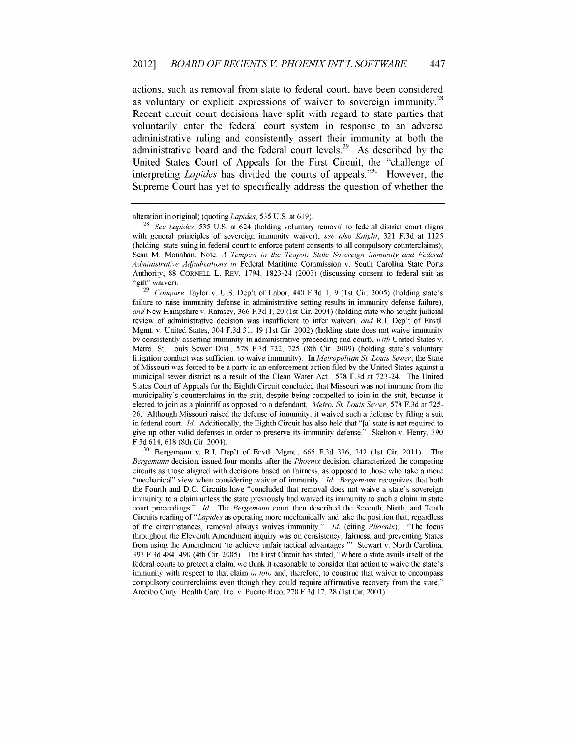actions, such as removal from state to federal court, have been considered as voluntary or explicit expressions of waiver to sovereign immunity.[28] Recent circuit court decisions have split with regard to state parties that voluntarily enter the federal court system in response to an adverse administrative ruling and consistently assert their immunity at both the administrative board and the federal court levels.[29] As described by the United States Court of Appeals for the First Circuit, the "challenge of interpreting *Lapides* has divided the courts of appeals."[30] However, the Supreme Court has yet to specifically address the question of whether the

---

alteration in original) (quoting *Lapides*, 535 U.S. at 619).

[28] *See Lapides*, 535 U.S. at 624 (holding voluntary removal to federal district court aligns with general principles of sovereign immunity waiver); *see also Knight*, 321 F.3d at 1125 (holding state suing in federal court to enforce patent consents to all compulsory counterclaims); Sean M. Monahan, Note, *A Tempest in the Teapot: State Sovereign Immunity and Federal Administrative Adjudications in* Federal Maritime Commission v. South Carolina State Ports Authority, 88 CORNELL L. REV. 1794, 1823-24 (2003) (discussing consent to federal suit as "gift" waiver).

[29] *Compare* Taylor v. U.S. Dep't of Labor, 440 F.3d 1, 9 (1st Cir. 2005) (holding state's failure to raise immunity defense in administrative setting results in immunity defense failure), *and* New Hampshire v. Ramsey, 366 F.3d 1, 20 (1st Cir. 2004) (holding state who sought judicial review of administrative decision was insufficient to infer waiver), *and* R.I. Dep't of Envtl. Mgmt. v. United States, 304 F.3d 31, 49 (1st Cir. 2002) (holding state does not waive immunity by consistently asserting immunity in administrative proceeding and court), *with* United States v. Metro. St. Louis Sewer Dist., 578 F.3d 722, 725 (8th Cir. 2009) (holding state's voluntary litigation conduct was sufficient to waive immunity). In *Metropolitan St. Louis Sewer*, the State of Missouri was forced to be a party in an enforcement action filed by the United States against a municipal sewer district as a result of the Clean Water Act. 578 F.3d at 723-24. The United States Court of Appeals for the Eighth Circuit concluded that Missouri was not immune from the municipality's counterclaims in the suit, despite being compelled to join in the suit, because it elected to join as a plaintiff as opposed to a defendant. *Metro. St. Louis Sewer*, 578 F.3d at 725-26. Although Missouri raised the defense of immunity, it waived such a defense by filing a suit in federal court. *Id.* Additionally, the Eighth Circuit has also held that "[a] state is not required to give up other valid defenses in order to preserve its immunity defense." Skelton v. Henry, 390 F.3d 614, 618 (8th Cir. 2004).

[30] Bergemann v. R.I. Dep't of Envtl. Mgmt., 665 F.3d 336, 342 (1st Cir. 2011). The *Bergemann* decision, issued four months after the *Phoenix* decision, characterized the competing circuits as those aligned with decisions based on fairness, as opposed to those who take a more "mechanical" view when considering waiver of immunity. *Id. Bergemann* recognizes that both the Fourth and D.C. Circuits have "concluded that removal does not waive a state's sovereign immunity to a claim unless the state previously had waived its immunity to such a claim in state court proceedings." *Id.* The *Bergemann* court then described the Seventh, Ninth, and Tenth Circuits reading of "*Lapides* as operating more mechanically and take the position that, regardless of the circumstances, removal always waives immunity." *Id.* (citing *Phoenix*). "The focus throughout the Eleventh Amendment inquiry was on consistency, fairness, and preventing States from using the Amendment 'to achieve unfair tactical advantages.'" Stewart v. North Carolina, 393 F.3d 484, 490 (4th Cir. 2005). The First Circuit has stated, "Where a state avails itself of the federal courts to protect a claim, we think it reasonable to consider that action to waive the state's immunity with respect to that claim *in toto* and, therefore, to construe that waiver to encompass compulsory counterclaims even though they could require affirmative recovery from the state." Arecibo Cmty. Health Care, Inc. v. Puerto Rico, 270 F.3d 17, 28 (1st Cir. 2001).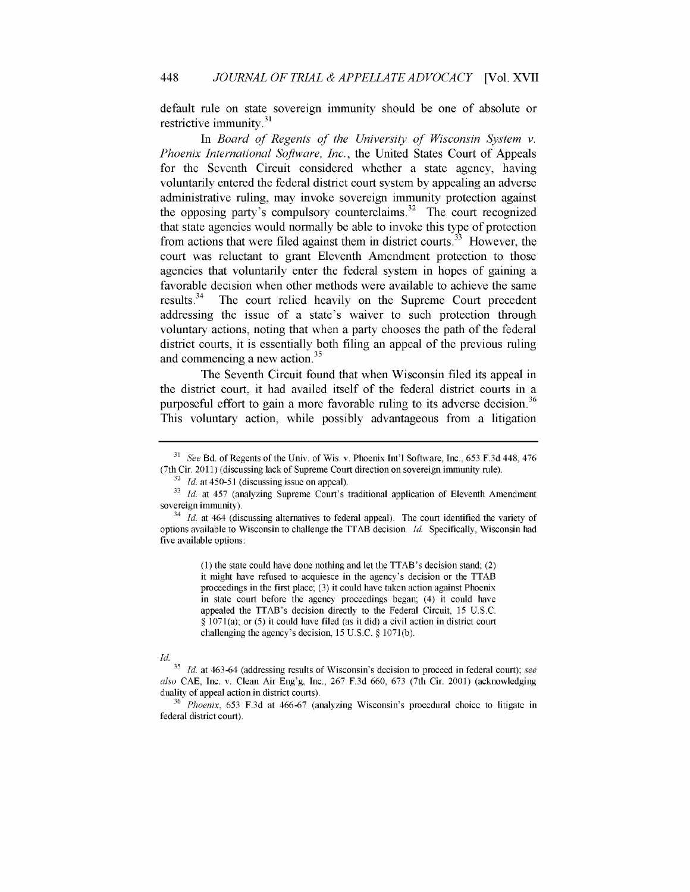default rule on state sovereign immunity should be one of absolute or restrictive immunity.[31]

In *Board of Regents of the University of Wisconsin System v. Phoenix International Software, Inc.*, the United States Court of Appeals for the Seventh Circuit considered whether a state agency, having voluntarily entered the federal district court system by appealing an adverse administrative ruling, may invoke sovereign immunity protection against the opposing party's compulsory counterclaims.[32] The court recognized that state agencies would normally be able to invoke this type of protection from actions that were filed against them in district courts.[33] However, the court was reluctant to grant Eleventh Amendment protection to those agencies that voluntarily enter the federal system in hopes of gaining a favorable decision when other methods were available to achieve the same results.[34] The court relied heavily on the Supreme Court precedent addressing the issue of a state's waiver to such protection through voluntary actions, noting that when a party chooses the path of the federal district courts, it is essentially both filing an appeal of the previous ruling and commencing a new action.[35]

The Seventh Circuit found that when Wisconsin filed its appeal in the district court, it had availed itself of the federal district courts in a purposeful effort to gain a more favorable ruling to its adverse decision.[36] This voluntary action, while possibly advantageous from a litigation

---

[31] *See* Bd. of Regents of the Univ. of Wis. v. Phoenix Int'l Software, Inc., 653 F.3d 448, 476 (7th Cir. 2011) (discussing lack of Supreme Court direction on sovereign immunity rule).

[32] *Id.* at 450-51 (discussing issue on appeal).

[33] *Id.* at 457 (analyzing Supreme Court's traditional application of Eleventh Amendment sovereign immunity).

[34] *Id.* at 464 (discussing alternatives to federal appeal). The court identified the variety of options available to Wisconsin to challenge the TTAB decision. *Id.* Specifically, Wisconsin had five available options:

> (1) the state could have done nothing and let the TTAB's decision stand; (2) it might have refused to acquiesce in the agency's decision or the TTAB proceedings in the first place; (3) it could have taken action against Phoenix in state court before the agency proceedings began; (4) it could have appealed the TTAB's decision directly to the Federal Circuit, 15 U.S.C. § 1071(a); or (5) it could have filed (as it did) a civil action in district court challenging the agency's decision, 15 U.S.C. § 1071(b).

*Id.*

[35] *Id.* at 463-64 (addressing results of Wisconsin's decision to proceed in federal court); *see also* CAE, Inc. v. Clean Air Eng'g, Inc., 267 F.3d 660, 673 (7th Cir. 2001) (acknowledging duality of appeal action in district courts).

[36] *Phoenix*, 653 F.3d at 466-67 (analyzing Wisconsin's procedural choice to litigate in federal district court).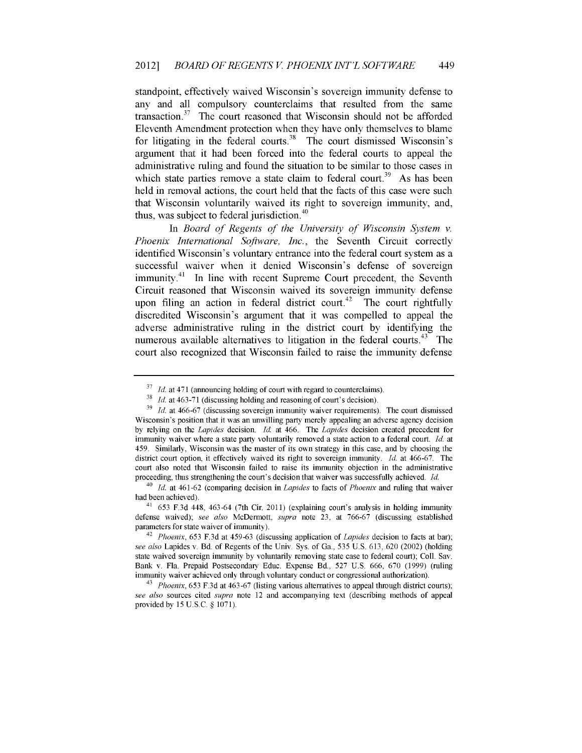standpoint, effectively waived Wisconsin's sovereign immunity defense to any and all compulsory counterclaims that resulted from the same transaction.[37] The court reasoned that Wisconsin should not be afforded Eleventh Amendment protection when they have only themselves to blame for litigating in the federal courts.[38] The court dismissed Wisconsin's argument that it had been forced into the federal courts to appeal the administrative ruling and found the situation to be similar to those cases in which state parties remove a state claim to federal court.[39] As has been held in removal actions, the court held that the facts of this case were such that Wisconsin voluntarily waived its right to sovereign immunity, and, thus, was subject to federal jurisdiction.[40]

In *Board of Regents of the University of Wisconsin System v. Phoenix International Software, Inc.*, the Seventh Circuit correctly identified Wisconsin's voluntary entrance into the federal court system as a successful waiver when it denied Wisconsin's defense of sovereign immunity.[41] In line with recent Supreme Court precedent, the Seventh Circuit reasoned that Wisconsin waived its sovereign immunity defense upon filing an action in federal district court.[42] The court rightfully discredited Wisconsin's argument that it was compelled to appeal the adverse administrative ruling in the district court by identifying the numerous available alternatives to litigation in the federal courts.[43] The court also recognized that Wisconsin failed to raise the immunity defense

---

[37] *Id.* at 471 (announcing holding of court with regard to counterclaims).

[38] *Id.* at 463-71 (discussing holding and reasoning of court's decision).

[39] *Id.* at 466-67 (discussing sovereign immunity waiver requirements). The court dismissed Wisconsin's position that it was an unwilling party merely appealing an adverse agency decision by relying on the *Lapides* decision. *Id.* at 466. The *Lapides* decision created precedent for immunity waiver where a state party voluntarily removed a state action to a federal court. *Id.* at 459. Similarly, Wisconsin was the master of its own strategy in this case, and by choosing the district court option, it effectively waived its right to sovereign immunity. *Id.* at 466-67. The court also noted that Wisconsin failed to raise its immunity objection in the administrative proceeding, thus strengthening the court's decision that waiver was successfully achieved. *Id.*

[40] *Id.* at 461-62 (comparing decision in *Lapides* to facts of *Phoenix* and ruling that waiver had been achieved).

[41] 653 F.3d 448, 463-64 (7th Cir. 2011) (explaining court's analysis in holding immunity defense waived); *see also* McDermott, *supra* note 23, at 766-67 (discussing established parameters for state waiver of immunity).

[42] *Phoenix*, 653 F.3d at 459-63 (discussing application of *Lapides* decision to facts at bar); *see also* Lapides v. Bd. of Regents of the Univ. Sys. of Ga., 535 U.S. 613, 620 (2002) (holding state waived sovereign immunity by voluntarily removing state case to federal court); Coll. Sav. Bank v. Fla. Prepaid Postsecondary Educ. Expense Bd., 527 U.S. 666, 670 (1999) (ruling immunity waiver achieved only through voluntary conduct or congressional authorization).

[43] *Phoenix*, 653 F.3d at 463-67 (listing various alternatives to appeal through district courts); *see also* sources cited *supra* note 12 and accompanying text (describing methods of appeal provided by 15 U.S.C. § 1071).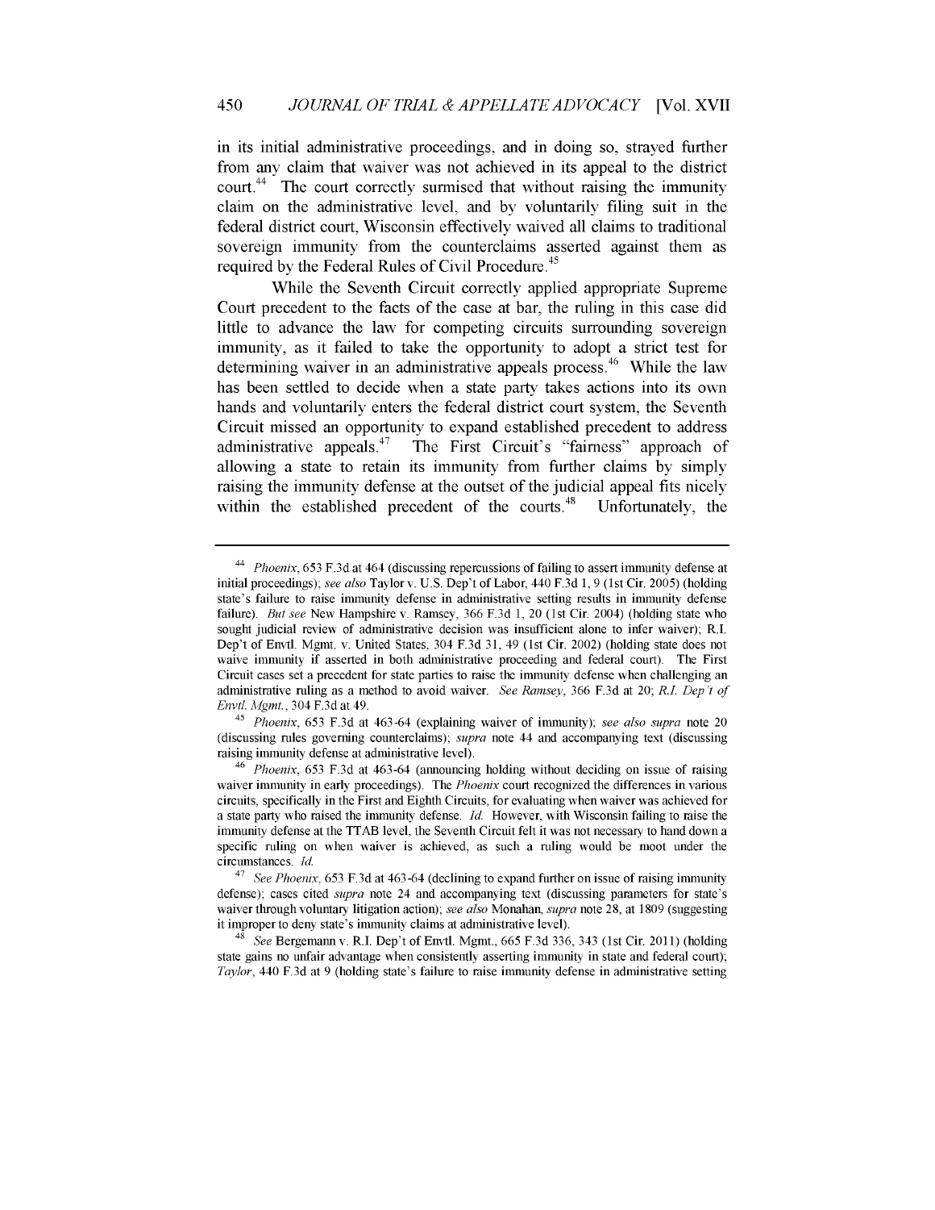in its initial administrative proceedings, and in doing so, strayed further from any claim that waiver was not achieved in its appeal to the district court.[44] The court correctly surmised that without raising the immunity claim on the administrative level, and by voluntarily filing suit in the federal district court, Wisconsin effectively waived all claims to traditional sovereign immunity from the counterclaims asserted against them as required by the Federal Rules of Civil Procedure.[45]

While the Seventh Circuit correctly applied appropriate Supreme Court precedent to the facts of the case at bar, the ruling in this case did little to advance the law for competing circuits surrounding sovereign immunity, as it failed to take the opportunity to adopt a strict test for determining waiver in an administrative appeals process.[46] While the law has been settled to decide when a state party takes actions into its own hands and voluntarily enters the federal district court system, the Seventh Circuit missed an opportunity to expand established precedent to address administrative appeals.[47] The First Circuit's "fairness" approach of allowing a state to retain its immunity from further claims by simply raising the immunity defense at the outset of the judicial appeal fits nicely within the established precedent of the courts.[48] Unfortunately, the

---

[44] *Phoenix*, 653 F.3d at 464 (discussing repercussions of failing to assert immunity defense at initial proceedings); *see also* Taylor v. U.S. Dep't of Labor, 440 F.3d 1, 9 (1st Cir. 2005) (holding state's failure to raise immunity defense in administrative setting results in immunity defense failure). *But see* New Hampshire v. Ramsey, 366 F.3d 1, 20 (1st Cir. 2004) (holding state who sought judicial review of administrative decision was insufficient alone to infer waiver); R.I. Dep't of Envtl. Mgmt. v. United States, 304 F.3d 31, 49 (1st Cir. 2002) (holding state does not waive immunity if asserted in both administrative proceeding and federal court). The First Circuit cases set a precedent for state parties to raise the immunity defense when challenging an administrative ruling as a method to avoid waiver. *See Ramsey*, 366 F.3d at 20; *R.I. Dep't of Envtl. Mgmt.*, 304 F.3d at 49.

[45] *Phoenix*, 653 F.3d at 463-64 (explaining waiver of immunity); *see also supra* note 20 (discussing rules governing counterclaims); *supra* note 44 and accompanying text (discussing raising immunity defense at administrative level).

[46] *Phoenix*, 653 F.3d at 463-64 (announcing holding without deciding on issue of raising waiver immunity in early proceedings). The *Phoenix* court recognized the differences in various circuits, specifically in the First and Eighth Circuits, for evaluating when waiver was achieved for a state party who raised the immunity defense. *Id.* However, with Wisconsin failing to raise the immunity defense at the TTAB level, the Seventh Circuit felt it was not necessary to hand down a specific ruling on when waiver is achieved, as such a ruling would be moot under the circumstances. *Id.*

[47] *See Phoenix*, 653 F.3d at 463-64 (declining to expand further on issue of raising immunity defense); cases cited *supra* note 24 and accompanying text (discussing parameters for state's waiver through voluntary litigation action); *see also* Monahan, *supra* note 28, at 1809 (suggesting it improper to deny state's immunity claims at administrative level).

[48] *See* Bergemann v. R.I. Dep't of Envtl. Mgmt., 665 F.3d 336, 343 (1st Cir. 2011) (holding state gains no unfair advantage when consistently asserting immunity in state and federal court); *Taylor*, 440 F.3d at 9 (holding state's failure to raise immunity defense in administrative setting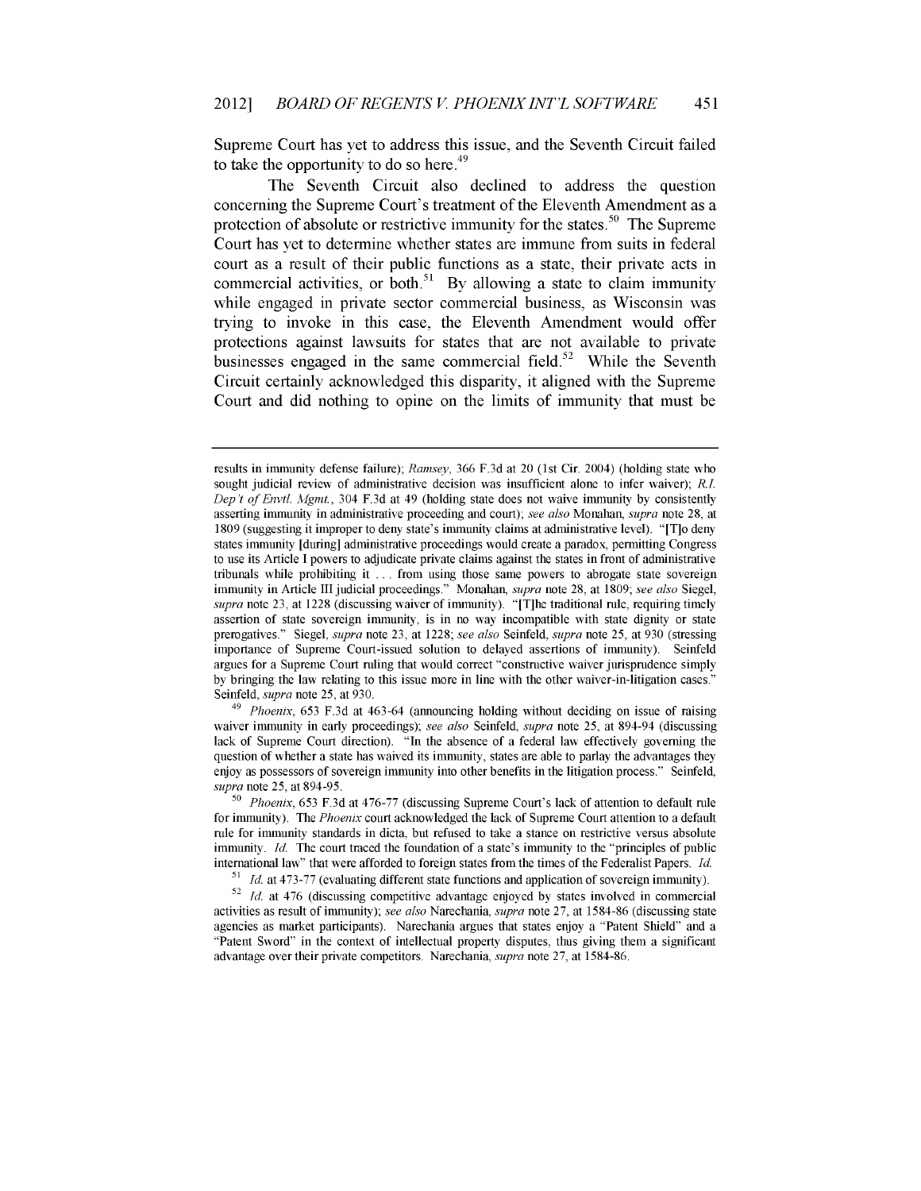Supreme Court has yet to address this issue, and the Seventh Circuit failed to take the opportunity to do so here.[49]

The Seventh Circuit also declined to address the question concerning the Supreme Court's treatment of the Eleventh Amendment as a protection of absolute or restrictive immunity for the states.[50] The Supreme Court has yet to determine whether states are immune from suits in federal court as a result of their public functions as a state, their private acts in commercial activities, or both.[51] By allowing a state to claim immunity while engaged in private sector commercial business, as Wisconsin was trying to invoke in this case, the Eleventh Amendment would offer protections against lawsuits for states that are not available to private businesses engaged in the same commercial field.[52] While the Seventh Circuit certainly acknowledged this disparity, it aligned with the Supreme Court and did nothing to opine on the limits of immunity that must be

---

results in immunity defense failure); *Ramsey*, 366 F.3d at 20 (1st Cir. 2004) (holding state who sought judicial review of administrative decision was insufficient alone to infer waiver); *R.I. Dep't of Envtl. Mgmt.*, 304 F.3d at 49 (holding state does not waive immunity by consistently asserting immunity in administrative proceeding and court); *see also* Monahan, *supra* note 28, at 1809 (suggesting it improper to deny state's immunity claims at administrative level). "[T]o deny states immunity [during] administrative proceedings would create a paradox, permitting Congress to use its Article I powers to adjudicate private claims against the states in front of administrative tribunals while prohibiting it . . . from using those same powers to abrogate state sovereign immunity in Article III judicial proceedings." Monahan, *supra* note 28, at 1809; *see also* Siegel, *supra* note 23, at 1228 (discussing waiver of immunity). "[T]he traditional rule, requiring timely assertion of state sovereign immunity, is in no way incompatible with state dignity or state prerogatives." Siegel, *supra* note 23, at 1228; *see also* Seinfeld, *supra* note 25, at 930 (stressing importance of Supreme Court-issued solution to delayed assertions of immunity). Seinfeld argues for a Supreme Court ruling that would correct "constructive waiver jurisprudence simply by bringing the law relating to this issue more in line with the other waiver-in-litigation cases." Seinfeld, *supra* note 25, at 930.

[49] *Phoenix*, 653 F.3d at 463-64 (announcing holding without deciding on issue of raising waiver immunity in early proceedings); *see also* Seinfeld, *supra* note 25, at 894-94 (discussing lack of Supreme Court direction). "In the absence of a federal law effectively governing the question of whether a state has waived its immunity, states are able to parlay the advantages they enjoy as possessors of sovereign immunity into other benefits in the litigation process." Seinfeld, *supra* note 25, at 894-95.

[50] *Phoenix*, 653 F.3d at 476-77 (discussing Supreme Court's lack of attention to default rule for immunity). The *Phoenix* court acknowledged the lack of Supreme Court attention to a default rule for immunity standards in dicta, but refused to take a stance on restrictive versus absolute immunity. *Id.* The court traced the foundation of a state's immunity to the "principles of public international law" that were afforded to foreign states from the times of the Federalist Papers. *Id.*

[51] *Id.* at 473-77 (evaluating different state functions and application of sovereign immunity).

[52] *Id.* at 476 (discussing competitive advantage enjoyed by states involved in commercial activities as result of immunity); *see also* Narechania, *supra* note 27, at 1584-86 (discussing state agencies as market participants). Narechania argues that states enjoy a "Patent Shield" and a "Patent Sword" in the context of intellectual property disputes, thus giving them a significant advantage over their private competitors. Narechania, *supra* note 27, at 1584-86.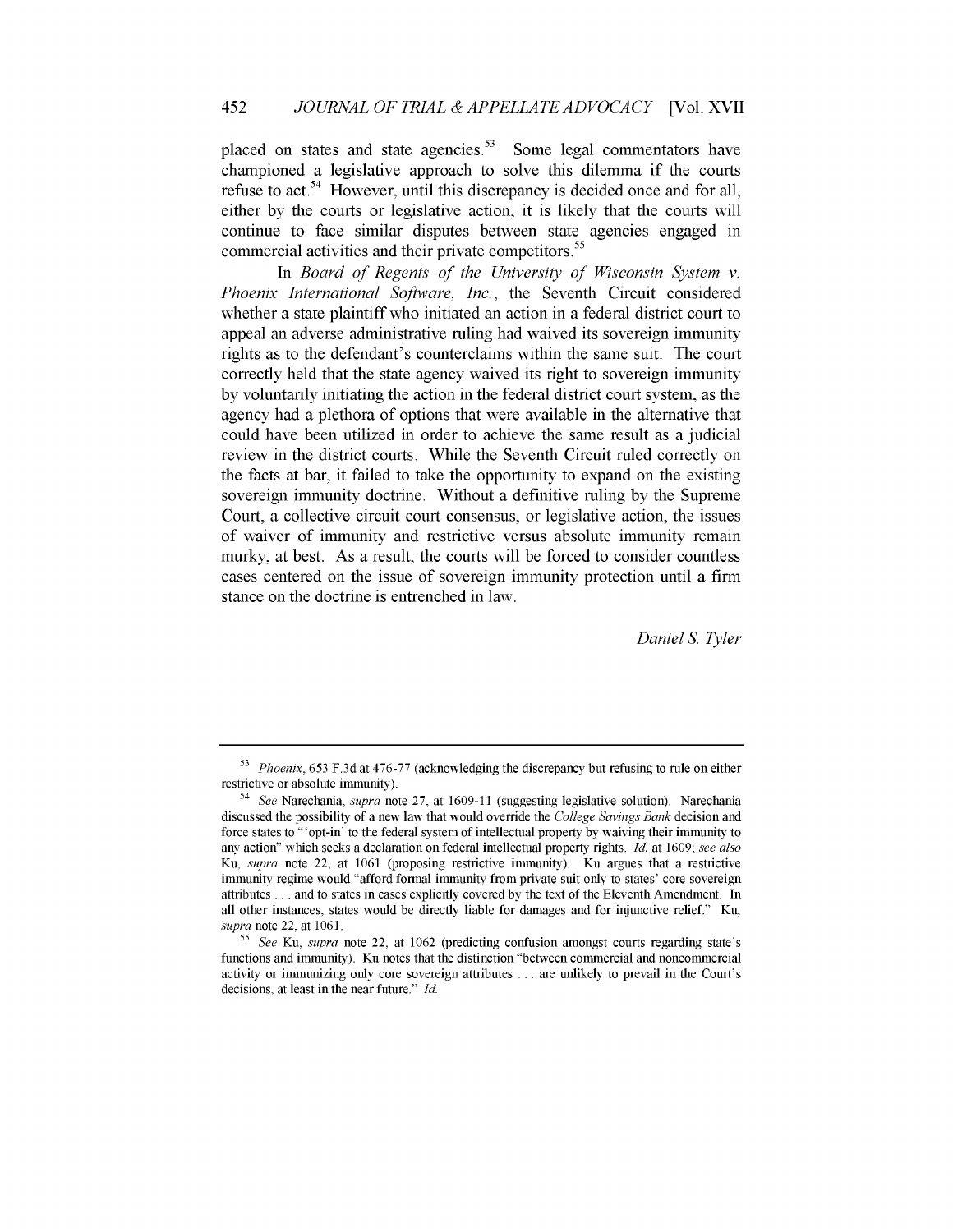placed on states and state agencies.[53] Some legal commentators have championed a legislative approach to solve this dilemma if the courts refuse to act.[54] However, until this discrepancy is decided once and for all, either by the courts or legislative action, it is likely that the courts will continue to face similar disputes between state agencies engaged in commercial activities and their private competitors.[55]

In *Board of Regents of the University of Wisconsin System v. Phoenix International Software, Inc.*, the Seventh Circuit considered whether a state plaintiff who initiated an action in a federal district court to appeal an adverse administrative ruling had waived its sovereign immunity rights as to the defendant's counterclaims within the same suit. The court correctly held that the state agency waived its right to sovereign immunity by voluntarily initiating the action in the federal district court system, as the agency had a plethora of options that were available in the alternative that could have been utilized in order to achieve the same result as a judicial review in the district courts. While the Seventh Circuit ruled correctly on the facts at bar, it failed to take the opportunity to expand on the existing sovereign immunity doctrine. Without a definitive ruling by the Supreme Court, a collective circuit court consensus, or legislative action, the issues of waiver of immunity and restrictive versus absolute immunity remain murky, at best. As a result, the courts will be forced to consider countless cases centered on the issue of sovereign immunity protection until a firm stance on the doctrine is entrenched in law.

*Daniel S. Tyler*

---

[53] *Phoenix*, 653 F.3d at 476-77 (acknowledging the discrepancy but refusing to rule on either restrictive or absolute immunity).

[54] *See* Narechania, *supra* note 27, at 1609-11 (suggesting legislative solution). Narechania discussed the possibility of a new law that would override the *College Savings Bank* decision and force states to "'opt-in' to the federal system of intellectual property by waiving their immunity to any action" which seeks a declaration on federal intellectual property rights. *Id.* at 1609; *see also* Ku, *supra* note 22, at 1061 (proposing restrictive immunity). Ku argues that a restrictive immunity regime would "afford formal immunity from private suit only to states' core sovereign attributes . . . and to states in cases explicitly covered by the text of the Eleventh Amendment. In all other instances, states would be directly liable for damages and for injunctive relief." Ku, *supra* note 22, at 1061.

[55] *See* Ku, *supra* note 22, at 1062 (predicting confusion amongst courts regarding state's functions and immunity). Ku notes that the distinction "between commercial and noncommercial activity or immunizing only core sovereign attributes . . . are unlikely to prevail in the Court's decisions, at least in the near future." *Id.*